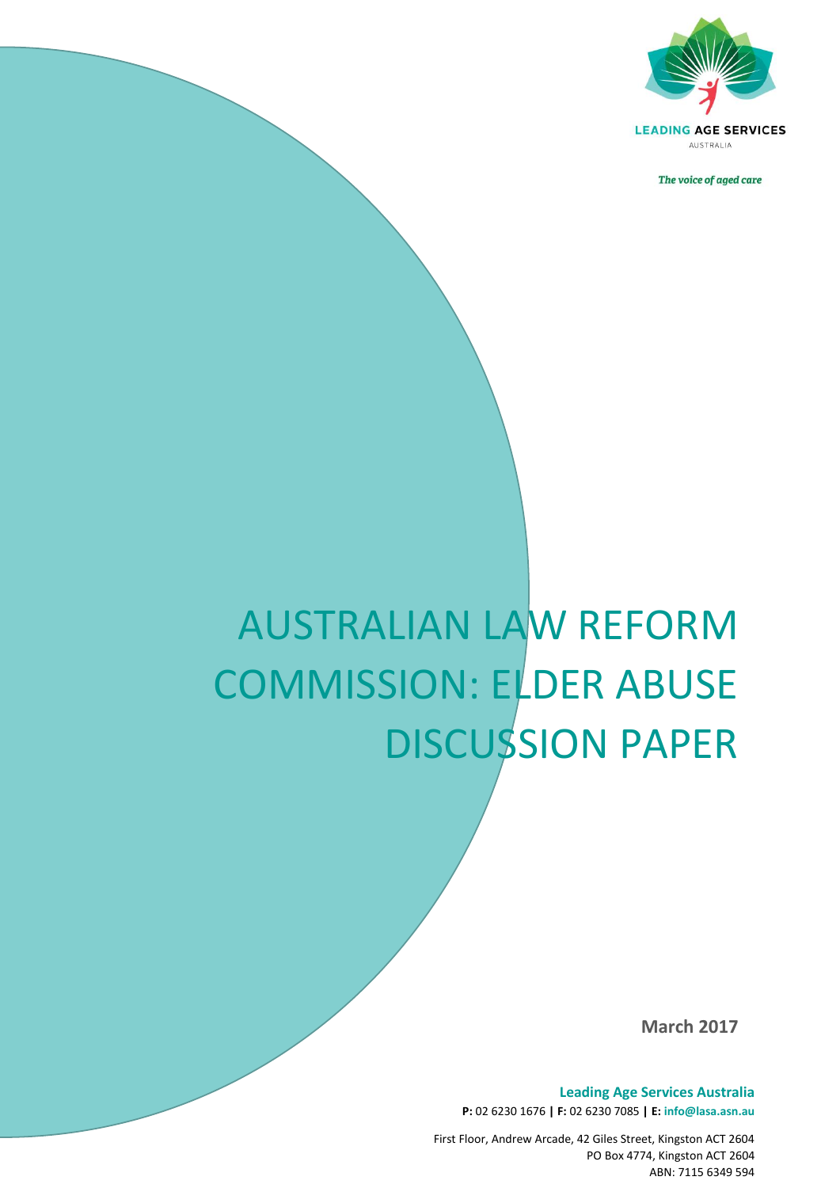LEADING AGE SERVICES

AUSTRALIA

*The voice of aged care*

# AUSTRALIAN LAW REFORM COMMISSION: ELDER ABUSE DISCUSSION PAPER

**March 2017**

**Leading Age Services Australia**

**P:** 02 6230 1676 **| F:** 02 6230 7085 **| E:** **info@lasa.asn.au**

First Floor, Andrew Arcade, 42 Giles Street, Kingston ACT 2604

PO Box 4774, Kingston ACT 2604

ABN: 7115 6349 594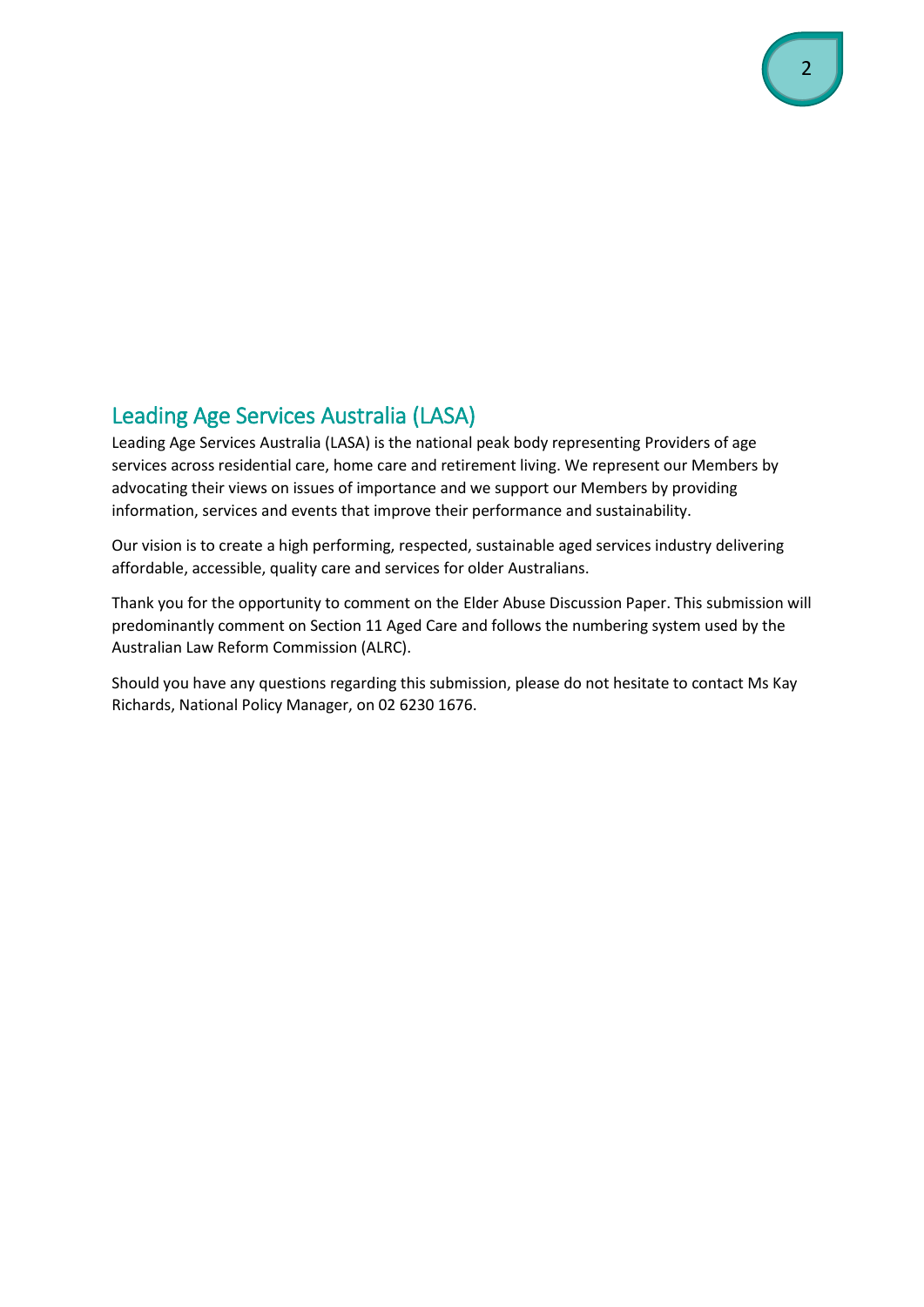## Leading Age Services Australia (LASA)

Leading Age Services Australia (LASA) is the national peak body representing Providers of age services across residential care, home care and retirement living. We represent our Members by advocating their views on issues of importance and we support our Members by providing information, services and events that improve their performance and sustainability.

Our vision is to create a high performing, respected, sustainable aged services industry delivering affordable, accessible, quality care and services for older Australians.

Thank you for the opportunity to comment on the Elder Abuse Discussion Paper. This submission will predominantly comment on Section 11 Aged Care and follows the numbering system used by the Australian Law Reform Commission (ALRC).

Should you have any questions regarding this submission, please do not hesitate to contact Ms Kay Richards, National Policy Manager, on 02 6230 1676.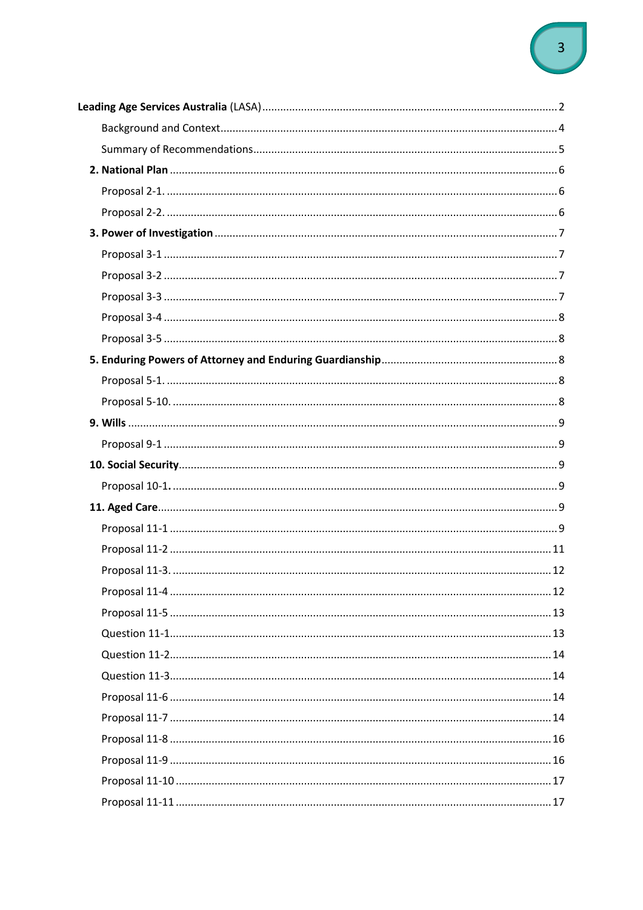**Leading Age Services Australia** (LASA) ........ 2

- Background and Context ........ 4
- Summary of Recommendations ........ 5

**2. National Plan** ........ 6

- Proposal 2-1. ........ 6
- Proposal 2-2. ........ 6

**3. Power of Investigation** ........ 7

- Proposal 3-1 ........ 7
- Proposal 3-2 ........ 7
- Proposal 3-3 ........ 7
- Proposal 3-4 ........ 8
- Proposal 3-5 ........ 8

**5. Enduring Powers of Attorney and Enduring Guardianship** ........ 8

- Proposal 5-1. ........ 8
- Proposal 5-10. ........ 8

**9. Wills** ........ 9

- Proposal 9-1 ........ 9

**10. Social Security** ........ 9

- Proposal 10-1. ........ 9

**11. Aged Care** ........ 9

- Proposal 11-1 ........ 9
- Proposal 11-2 ........ 11
- Proposal 11-3. ........ 12
- Proposal 11-4 ........ 12
- Proposal 11-5 ........ 13
- Question 11-1 ........ 13
- Question 11-2 ........ 14
- Question 11-3 ........ 14
- Proposal 11-6 ........ 14
- Proposal 11-7 ........ 14
- Proposal 11-8 ........ 16
- Proposal 11-9 ........ 16
- Proposal 11-10 ........ 17
- Proposal 11-11 ........ 17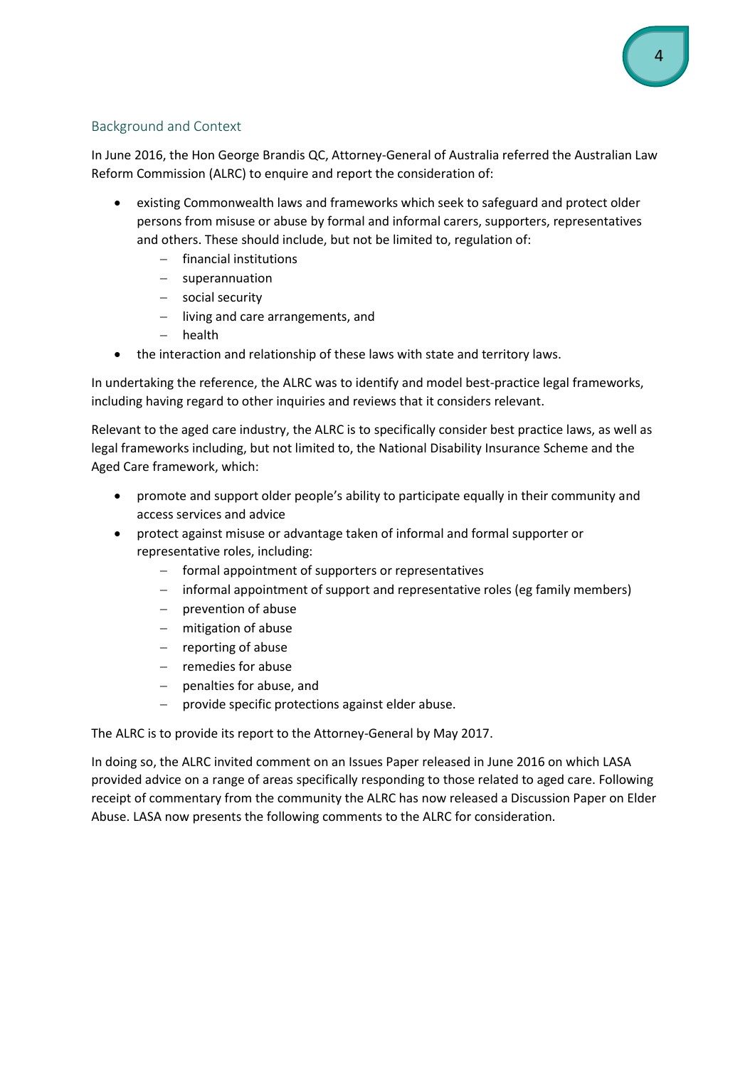## Background and Context

In June 2016, the Hon George Brandis QC, Attorney-General of Australia referred the Australian Law Reform Commission (ALRC) to enquire and report the consideration of:

- existing Commonwealth laws and frameworks which seek to safeguard and protect older persons from misuse or abuse by formal and informal carers, supporters, representatives and others. These should include, but not be limited to, regulation of:
  - financial institutions
  - superannuation
  - social security
  - living and care arrangements, and
  - health
- the interaction and relationship of these laws with state and territory laws.

In undertaking the reference, the ALRC was to identify and model best-practice legal frameworks, including having regard to other inquiries and reviews that it considers relevant.

Relevant to the aged care industry, the ALRC is to specifically consider best practice laws, as well as legal frameworks including, but not limited to, the National Disability Insurance Scheme and the Aged Care framework, which:

- promote and support older people's ability to participate equally in their community and access services and advice
- protect against misuse or advantage taken of informal and formal supporter or representative roles, including:
  - formal appointment of supporters or representatives
  - informal appointment of support and representative roles (eg family members)
  - prevention of abuse
  - mitigation of abuse
  - reporting of abuse
  - remedies for abuse
  - penalties for abuse, and
  - provide specific protections against elder abuse.

The ALRC is to provide its report to the Attorney-General by May 2017.

In doing so, the ALRC invited comment on an Issues Paper released in June 2016 on which LASA provided advice on a range of areas specifically responding to those related to aged care. Following receipt of commentary from the community the ALRC has now released a Discussion Paper on Elder Abuse. LASA now presents the following comments to the ALRC for consideration.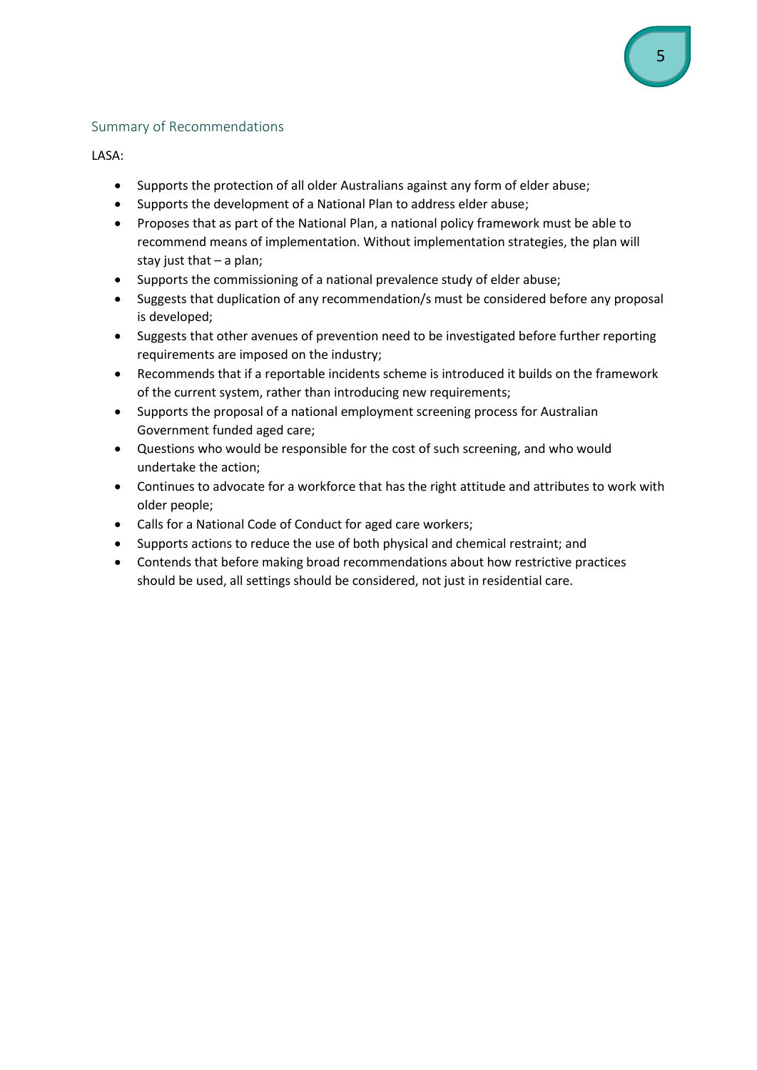## Summary of Recommendations

LASA:

- Supports the protection of all older Australians against any form of elder abuse;
- Supports the development of a National Plan to address elder abuse;
- Proposes that as part of the National Plan, a national policy framework must be able to recommend means of implementation. Without implementation strategies, the plan will stay just that – a plan;
- Supports the commissioning of a national prevalence study of elder abuse;
- Suggests that duplication of any recommendation/s must be considered before any proposal is developed;
- Suggests that other avenues of prevention need to be investigated before further reporting requirements are imposed on the industry;
- Recommends that if a reportable incidents scheme is introduced it builds on the framework of the current system, rather than introducing new requirements;
- Supports the proposal of a national employment screening process for Australian Government funded aged care;
- Questions who would be responsible for the cost of such screening, and who would undertake the action;
- Continues to advocate for a workforce that has the right attitude and attributes to work with older people;
- Calls for a National Code of Conduct for aged care workers;
- Supports actions to reduce the use of both physical and chemical restraint; and
- Contends that before making broad recommendations about how restrictive practices should be used, all settings should be considered, not just in residential care.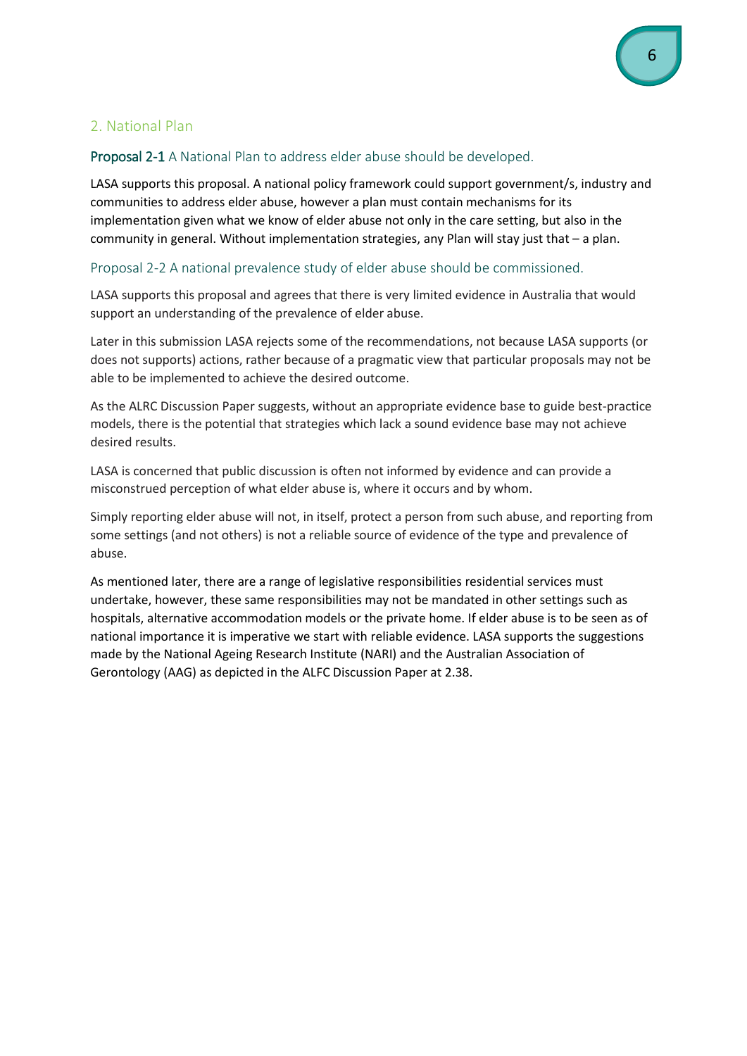## 2. National Plan

### **Proposal 2-1** A National Plan to address elder abuse should be developed.

LASA supports this proposal. A national policy framework could support government/s, industry and communities to address elder abuse, however a plan must contain mechanisms for its implementation given what we know of elder abuse not only in the care setting, but also in the community in general. Without implementation strategies, any Plan will stay just that – a plan.

### Proposal 2-2 A national prevalence study of elder abuse should be commissioned.

LASA supports this proposal and agrees that there is very limited evidence in Australia that would support an understanding of the prevalence of elder abuse.

Later in this submission LASA rejects some of the recommendations, not because LASA supports (or does not supports) actions, rather because of a pragmatic view that particular proposals may not be able to be implemented to achieve the desired outcome.

As the ALRC Discussion Paper suggests, without an appropriate evidence base to guide best-practice models, there is the potential that strategies which lack a sound evidence base may not achieve desired results.

LASA is concerned that public discussion is often not informed by evidence and can provide a misconstrued perception of what elder abuse is, where it occurs and by whom.

Simply reporting elder abuse will not, in itself, protect a person from such abuse, and reporting from some settings (and not others) is not a reliable source of evidence of the type and prevalence of abuse.

As mentioned later, there are a range of legislative responsibilities residential services must undertake, however, these same responsibilities may not be mandated in other settings such as hospitals, alternative accommodation models or the private home. If elder abuse is to be seen as of national importance it is imperative we start with reliable evidence. LASA supports the suggestions made by the National Ageing Research Institute (NARI) and the Australian Association of Gerontology (AAG) as depicted in the ALFC Discussion Paper at 2.38.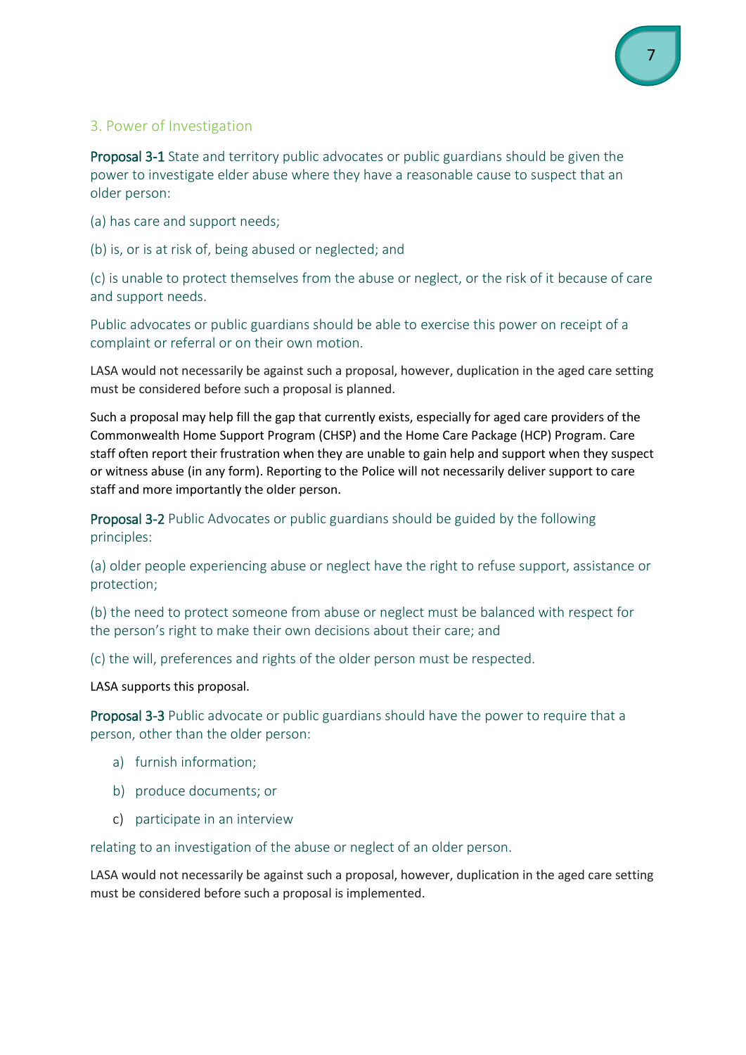## 3. Power of Investigation

**Proposal 3-1** State and territory public advocates or public guardians should be given the power to investigate elder abuse where they have a reasonable cause to suspect that an older person:

(a) has care and support needs;

(b) is, or is at risk of, being abused or neglected; and

(c) is unable to protect themselves from the abuse or neglect, or the risk of it because of care and support needs.

Public advocates or public guardians should be able to exercise this power on receipt of a complaint or referral or on their own motion.

LASA would not necessarily be against such a proposal, however, duplication in the aged care setting must be considered before such a proposal is planned.

Such a proposal may help fill the gap that currently exists, especially for aged care providers of the Commonwealth Home Support Program (CHSP) and the Home Care Package (HCP) Program. Care staff often report their frustration when they are unable to gain help and support when they suspect or witness abuse (in any form). Reporting to the Police will not necessarily deliver support to care staff and more importantly the older person.

**Proposal 3-2** Public Advocates or public guardians should be guided by the following principles:

(a) older people experiencing abuse or neglect have the right to refuse support, assistance or protection;

(b) the need to protect someone from abuse or neglect must be balanced with respect for the person's right to make their own decisions about their care; and

(c) the will, preferences and rights of the older person must be respected.

LASA supports this proposal.

**Proposal 3-3** Public advocate or public guardians should have the power to require that a person, other than the older person:

a) furnish information;

b) produce documents; or

c) participate in an interview

relating to an investigation of the abuse or neglect of an older person.

LASA would not necessarily be against such a proposal, however, duplication in the aged care setting must be considered before such a proposal is implemented.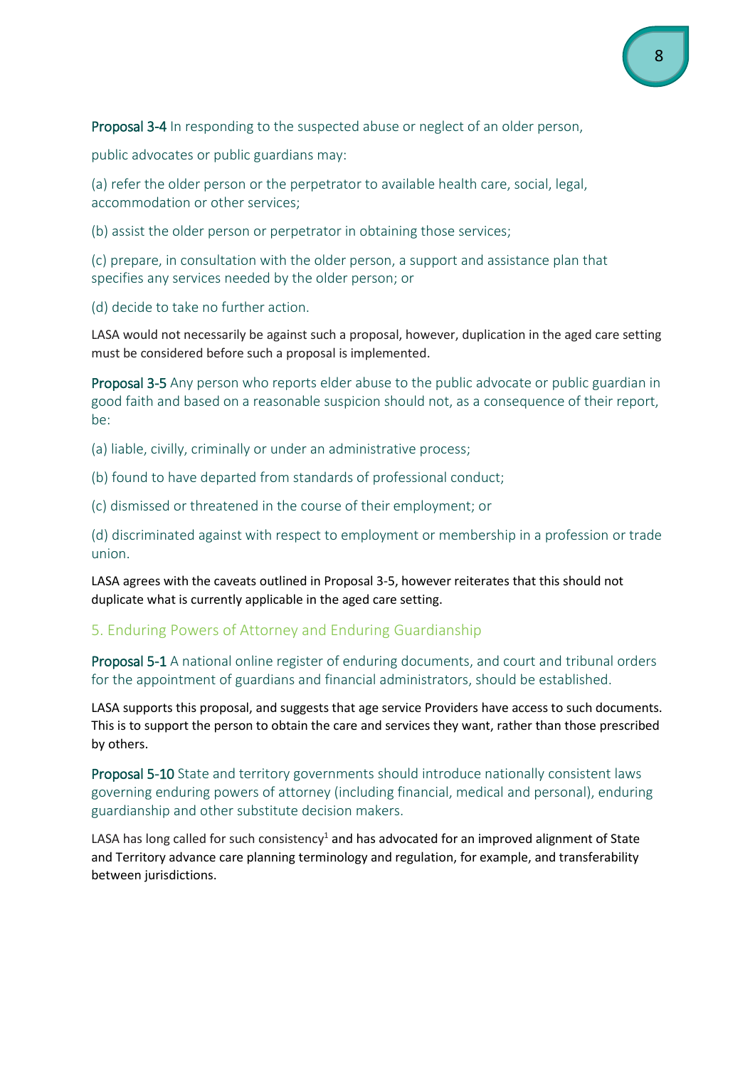**Proposal 3-4** In responding to the suspected abuse or neglect of an older person, public advocates or public guardians may:

(a) refer the older person or the perpetrator to available health care, social, legal, accommodation or other services;

(b) assist the older person or perpetrator in obtaining those services;

(c) prepare, in consultation with the older person, a support and assistance plan that specifies any services needed by the older person; or

(d) decide to take no further action.

LASA would not necessarily be against such a proposal, however, duplication in the aged care setting must be considered before such a proposal is implemented.

**Proposal 3-5** Any person who reports elder abuse to the public advocate or public guardian in good faith and based on a reasonable suspicion should not, as a consequence of their report, be:

(a) liable, civilly, criminally or under an administrative process;

(b) found to have departed from standards of professional conduct;

(c) dismissed or threatened in the course of their employment; or

(d) discriminated against with respect to employment or membership in a profession or trade union.

LASA agrees with the caveats outlined in Proposal 3-5, however reiterates that this should not duplicate what is currently applicable in the aged care setting.

## 5. Enduring Powers of Attorney and Enduring Guardianship

**Proposal 5-1** A national online register of enduring documents, and court and tribunal orders for the appointment of guardians and financial administrators, should be established.

LASA supports this proposal, and suggests that age service Providers have access to such documents. This is to support the person to obtain the care and services they want, rather than those prescribed by others.

**Proposal 5-10** State and territory governments should introduce nationally consistent laws governing enduring powers of attorney (including financial, medical and personal), enduring guardianship and other substitute decision makers.

LASA has long called for such consistency[1] and has advocated for an improved alignment of State and Territory advance care planning terminology and regulation, for example, and transferability between jurisdictions.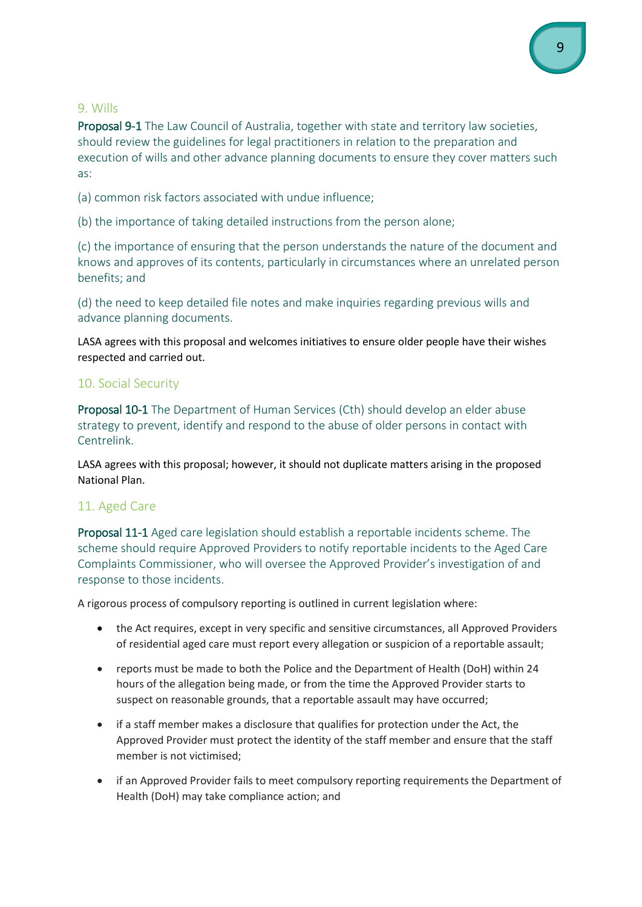## 9. Wills

**Proposal 9-1** The Law Council of Australia, together with state and territory law societies, should review the guidelines for legal practitioners in relation to the preparation and execution of wills and other advance planning documents to ensure they cover matters such as:

(a) common risk factors associated with undue influence;

(b) the importance of taking detailed instructions from the person alone;

(c) the importance of ensuring that the person understands the nature of the document and knows and approves of its contents, particularly in circumstances where an unrelated person benefits; and

(d) the need to keep detailed file notes and make inquiries regarding previous wills and advance planning documents.

LASA agrees with this proposal and welcomes initiatives to ensure older people have their wishes respected and carried out.

## 10. Social Security

**Proposal 10-1** The Department of Human Services (Cth) should develop an elder abuse strategy to prevent, identify and respond to the abuse of older persons in contact with Centrelink.

LASA agrees with this proposal; however, it should not duplicate matters arising in the proposed National Plan.

## 11. Aged Care

**Proposal 11-1** Aged care legislation should establish a reportable incidents scheme. The scheme should require Approved Providers to notify reportable incidents to the Aged Care Complaints Commissioner, who will oversee the Approved Provider's investigation of and response to those incidents.

A rigorous process of compulsory reporting is outlined in current legislation where:

- the Act requires, except in very specific and sensitive circumstances, all Approved Providers of residential aged care must report every allegation or suspicion of a reportable assault;
- reports must be made to both the Police and the Department of Health (DoH) within 24 hours of the allegation being made, or from the time the Approved Provider starts to suspect on reasonable grounds, that a reportable assault may have occurred;
- if a staff member makes a disclosure that qualifies for protection under the Act, the Approved Provider must protect the identity of the staff member and ensure that the staff member is not victimised;
- if an Approved Provider fails to meet compulsory reporting requirements the Department of Health (DoH) may take compliance action; and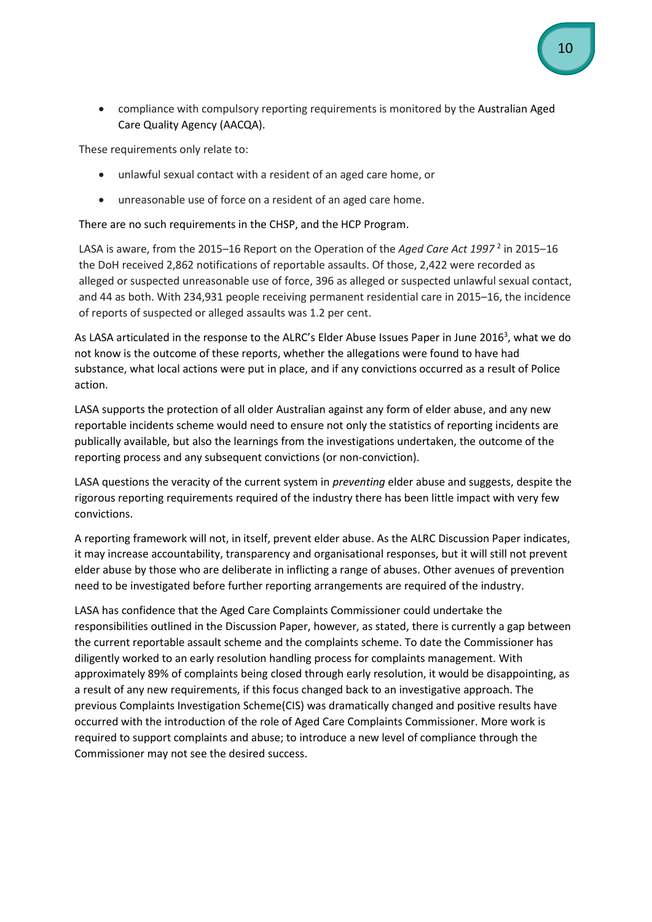- compliance with compulsory reporting requirements is monitored by the Australian Aged Care Quality Agency (AACQA).

These requirements only relate to:

- unlawful sexual contact with a resident of an aged care home, or
- unreasonable use of force on a resident of an aged care home.

There are no such requirements in the CHSP, and the HCP Program.

LASA is aware, from the 2015–16 Report on the Operation of the *Aged Care Act 1997* [2] in 2015–16 the DoH received 2,862 notifications of reportable assaults. Of those, 2,422 were recorded as alleged or suspected unreasonable use of force, 396 as alleged or suspected unlawful sexual contact, and 44 as both. With 234,931 people receiving permanent residential care in 2015–16, the incidence of reports of suspected or alleged assaults was 1.2 per cent.

As LASA articulated in the response to the ALRC's Elder Abuse Issues Paper in June 2016[3], what we do not know is the outcome of these reports, whether the allegations were found to have had substance, what local actions were put in place, and if any convictions occurred as a result of Police action.

LASA supports the protection of all older Australian against any form of elder abuse, and any new reportable incidents scheme would need to ensure not only the statistics of reporting incidents are publically available, but also the learnings from the investigations undertaken, the outcome of the reporting process and any subsequent convictions (or non-conviction).

LASA questions the veracity of the current system in *preventing* elder abuse and suggests, despite the rigorous reporting requirements required of the industry there has been little impact with very few convictions.

A reporting framework will not, in itself, prevent elder abuse. As the ALRC Discussion Paper indicates, it may increase accountability, transparency and organisational responses, but it will still not prevent elder abuse by those who are deliberate in inflicting a range of abuses. Other avenues of prevention need to be investigated before further reporting arrangements are required of the industry.

LASA has confidence that the Aged Care Complaints Commissioner could undertake the responsibilities outlined in the Discussion Paper, however, as stated, there is currently a gap between the current reportable assault scheme and the complaints scheme. To date the Commissioner has diligently worked to an early resolution handling process for complaints management. With approximately 89% of complaints being closed through early resolution, it would be disappointing, as a result of any new requirements, if this focus changed back to an investigative approach. The previous Complaints Investigation Scheme(CIS) was dramatically changed and positive results have occurred with the introduction of the role of Aged Care Complaints Commissioner. More work is required to support complaints and abuse; to introduce a new level of compliance through the Commissioner may not see the desired success.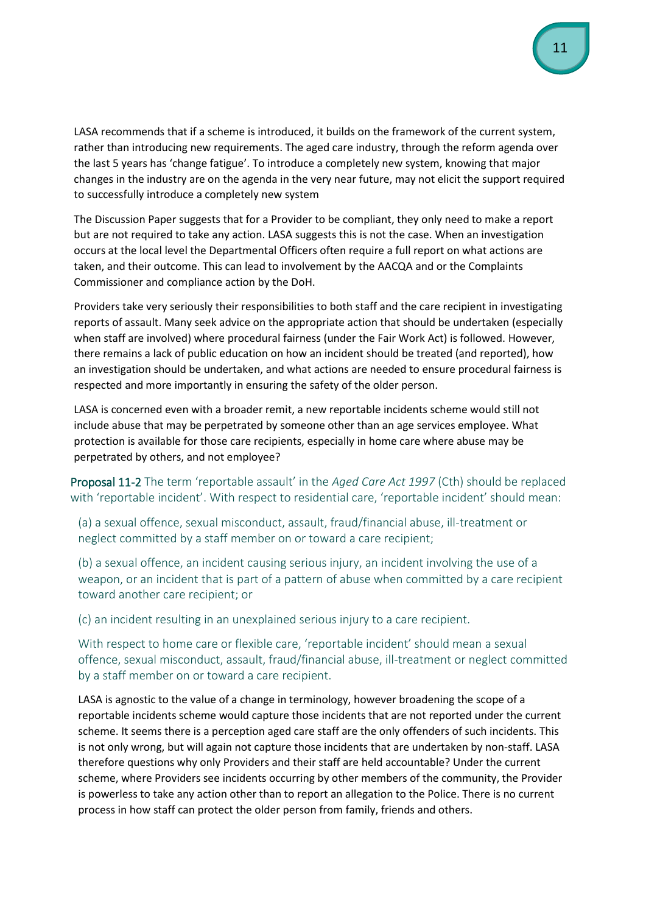LASA recommends that if a scheme is introduced, it builds on the framework of the current system, rather than introducing new requirements. The aged care industry, through the reform agenda over the last 5 years has 'change fatigue'. To introduce a completely new system, knowing that major changes in the industry are on the agenda in the very near future, may not elicit the support required to successfully introduce a completely new system

The Discussion Paper suggests that for a Provider to be compliant, they only need to make a report but are not required to take any action. LASA suggests this is not the case. When an investigation occurs at the local level the Departmental Officers often require a full report on what actions are taken, and their outcome. This can lead to involvement by the AACQA and or the Complaints Commissioner and compliance action by the DoH.

Providers take very seriously their responsibilities to both staff and the care recipient in investigating reports of assault. Many seek advice on the appropriate action that should be undertaken (especially when staff are involved) where procedural fairness (under the Fair Work Act) is followed. However, there remains a lack of public education on how an incident should be treated (and reported), how an investigation should be undertaken, and what actions are needed to ensure procedural fairness is respected and more importantly in ensuring the safety of the older person.

LASA is concerned even with a broader remit, a new reportable incidents scheme would still not include abuse that may be perpetrated by someone other than an age services employee. What protection is available for those care recipients, especially in home care where abuse may be perpetrated by others, and not employee?

**Proposal 11-2** The term 'reportable assault' in the *Aged Care Act 1997* (Cth) should be replaced with 'reportable incident'. With respect to residential care, 'reportable incident' should mean:

(a) a sexual offence, sexual misconduct, assault, fraud/financial abuse, ill-treatment or neglect committed by a staff member on or toward a care recipient;

(b) a sexual offence, an incident causing serious injury, an incident involving the use of a weapon, or an incident that is part of a pattern of abuse when committed by a care recipient toward another care recipient; or

(c) an incident resulting in an unexplained serious injury to a care recipient.

With respect to home care or flexible care, 'reportable incident' should mean a sexual offence, sexual misconduct, assault, fraud/financial abuse, ill-treatment or neglect committed by a staff member on or toward a care recipient.

LASA is agnostic to the value of a change in terminology, however broadening the scope of a reportable incidents scheme would capture those incidents that are not reported under the current scheme. It seems there is a perception aged care staff are the only offenders of such incidents. This is not only wrong, but will again not capture those incidents that are undertaken by non-staff. LASA therefore questions why only Providers and their staff are held accountable? Under the current scheme, where Providers see incidents occurring by other members of the community, the Provider is powerless to take any action other than to report an allegation to the Police. There is no current process in how staff can protect the older person from family, friends and others.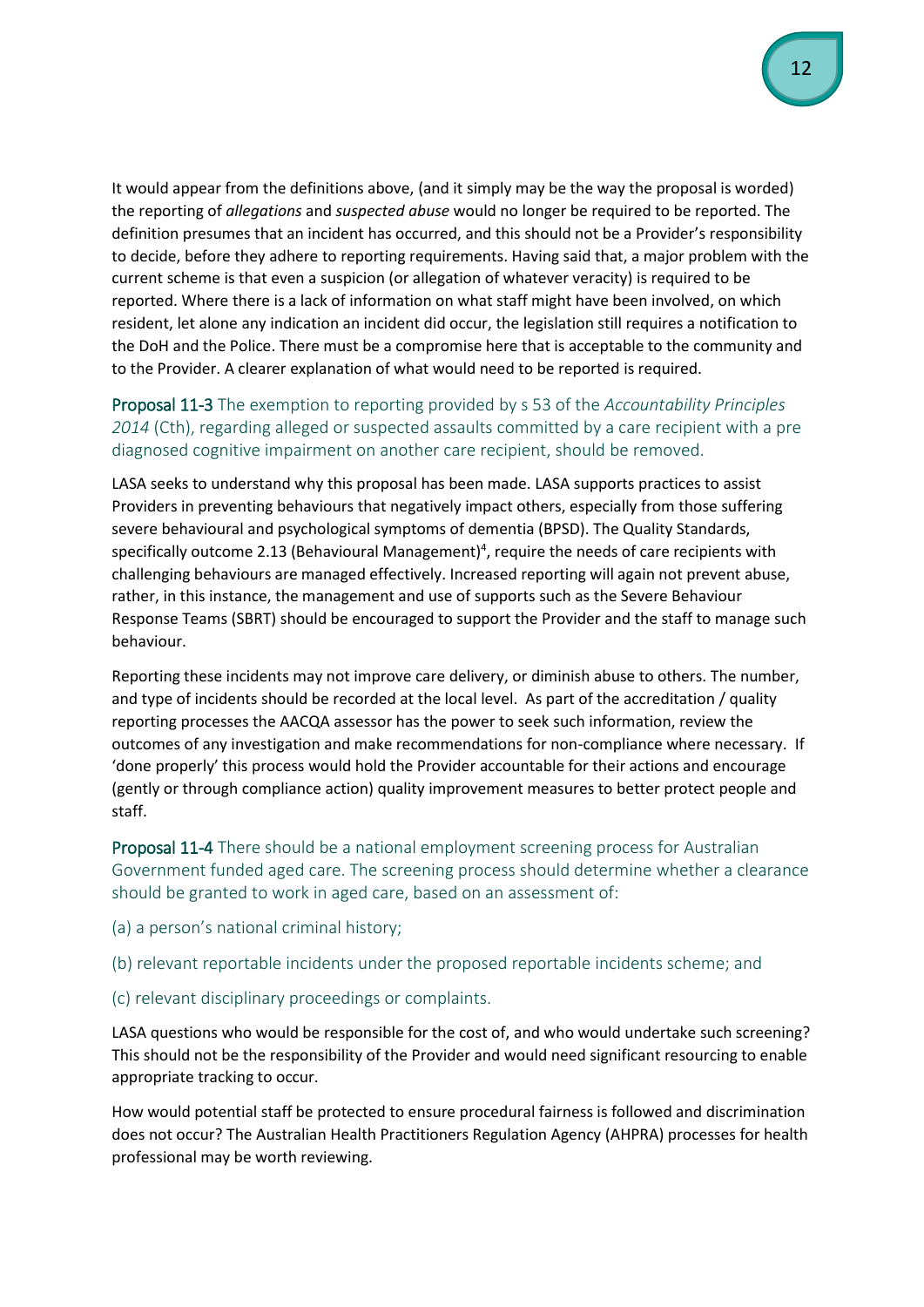It would appear from the definitions above, (and it simply may be the way the proposal is worded) the reporting of *allegations* and *suspected abuse* would no longer be required to be reported. The definition presumes that an incident has occurred, and this should not be a Provider's responsibility to decide, before they adhere to reporting requirements. Having said that, a major problem with the current scheme is that even a suspicion (or allegation of whatever veracity) is required to be reported. Where there is a lack of information on what staff might have been involved, on which resident, let alone any indication an incident did occur, the legislation still requires a notification to the DoH and the Police. There must be a compromise here that is acceptable to the community and to the Provider. A clearer explanation of what would need to be reported is required.

**Proposal 11-3** The exemption to reporting provided by s 53 of the *Accountability Principles 2014* (Cth), regarding alleged or suspected assaults committed by a care recipient with a pre diagnosed cognitive impairment on another care recipient, should be removed.

LASA seeks to understand why this proposal has been made. LASA supports practices to assist Providers in preventing behaviours that negatively impact others, especially from those suffering severe behavioural and psychological symptoms of dementia (BPSD). The Quality Standards, specifically outcome 2.13 (Behavioural Management)[4], require the needs of care recipients with challenging behaviours are managed effectively. Increased reporting will again not prevent abuse, rather, in this instance, the management and use of supports such as the Severe Behaviour Response Teams (SBRT) should be encouraged to support the Provider and the staff to manage such behaviour.

Reporting these incidents may not improve care delivery, or diminish abuse to others. The number, and type of incidents should be recorded at the local level. As part of the accreditation / quality reporting processes the AACQA assessor has the power to seek such information, review the outcomes of any investigation and make recommendations for non-compliance where necessary. If 'done properly' this process would hold the Provider accountable for their actions and encourage (gently or through compliance action) quality improvement measures to better protect people and staff.

**Proposal 11-4** There should be a national employment screening process for Australian Government funded aged care. The screening process should determine whether a clearance should be granted to work in aged care, based on an assessment of:

(a) a person's national criminal history;

(b) relevant reportable incidents under the proposed reportable incidents scheme; and

(c) relevant disciplinary proceedings or complaints.

LASA questions who would be responsible for the cost of, and who would undertake such screening? This should not be the responsibility of the Provider and would need significant resourcing to enable appropriate tracking to occur.

How would potential staff be protected to ensure procedural fairness is followed and discrimination does not occur? The Australian Health Practitioners Regulation Agency (AHPRA) processes for health professional may be worth reviewing.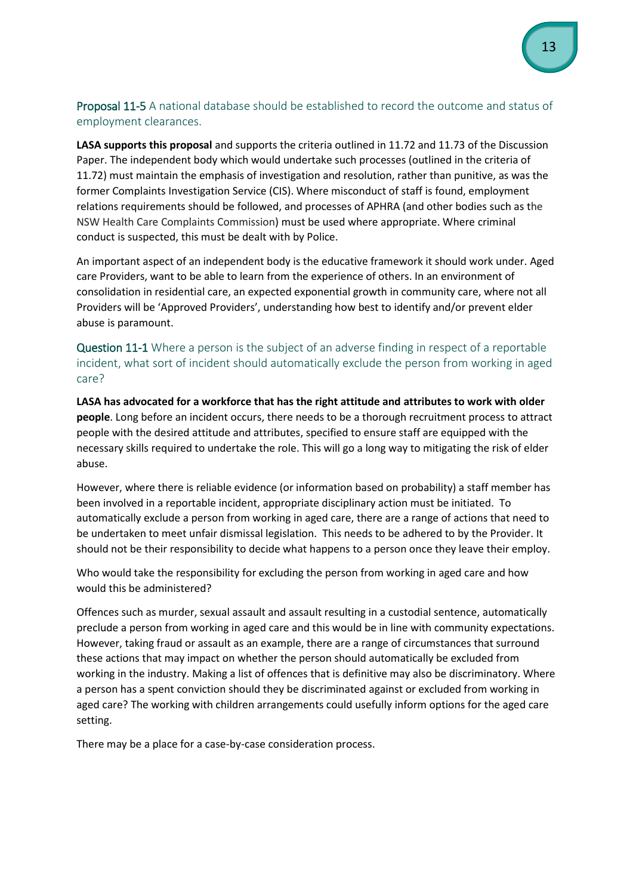### Proposal 11-5 A national database should be established to record the outcome and status of employment clearances.

**LASA supports this proposal** and supports the criteria outlined in 11.72 and 11.73 of the Discussion Paper. The independent body which would undertake such processes (outlined in the criteria of 11.72) must maintain the emphasis of investigation and resolution, rather than punitive, as was the former Complaints Investigation Service (CIS). Where misconduct of staff is found, employment relations requirements should be followed, and processes of APHRA (and other bodies such as the NSW Health Care Complaints Commission) must be used where appropriate. Where criminal conduct is suspected, this must be dealt with by Police.

An important aspect of an independent body is the educative framework it should work under. Aged care Providers, want to be able to learn from the experience of others. In an environment of consolidation in residential care, an expected exponential growth in community care, where not all Providers will be 'Approved Providers', understanding how best to identify and/or prevent elder abuse is paramount.

### Question 11-1 Where a person is the subject of an adverse finding in respect of a reportable incident, what sort of incident should automatically exclude the person from working in aged care?

**LASA has advocated for a workforce that has the right attitude and attributes to work with older people**. Long before an incident occurs, there needs to be a thorough recruitment process to attract people with the desired attitude and attributes, specified to ensure staff are equipped with the necessary skills required to undertake the role. This will go a long way to mitigating the risk of elder abuse.

However, where there is reliable evidence (or information based on probability) a staff member has been involved in a reportable incident, appropriate disciplinary action must be initiated. To automatically exclude a person from working in aged care, there are a range of actions that need to be undertaken to meet unfair dismissal legislation. This needs to be adhered to by the Provider. It should not be their responsibility to decide what happens to a person once they leave their employ.

Who would take the responsibility for excluding the person from working in aged care and how would this be administered?

Offences such as murder, sexual assault and assault resulting in a custodial sentence, automatically preclude a person from working in aged care and this would be in line with community expectations. However, taking fraud or assault as an example, there are a range of circumstances that surround these actions that may impact on whether the person should automatically be excluded from working in the industry. Making a list of offences that is definitive may also be discriminatory. Where a person has a spent conviction should they be discriminated against or excluded from working in aged care? The working with children arrangements could usefully inform options for the aged care setting.

There may be a place for a case-by-case consideration process.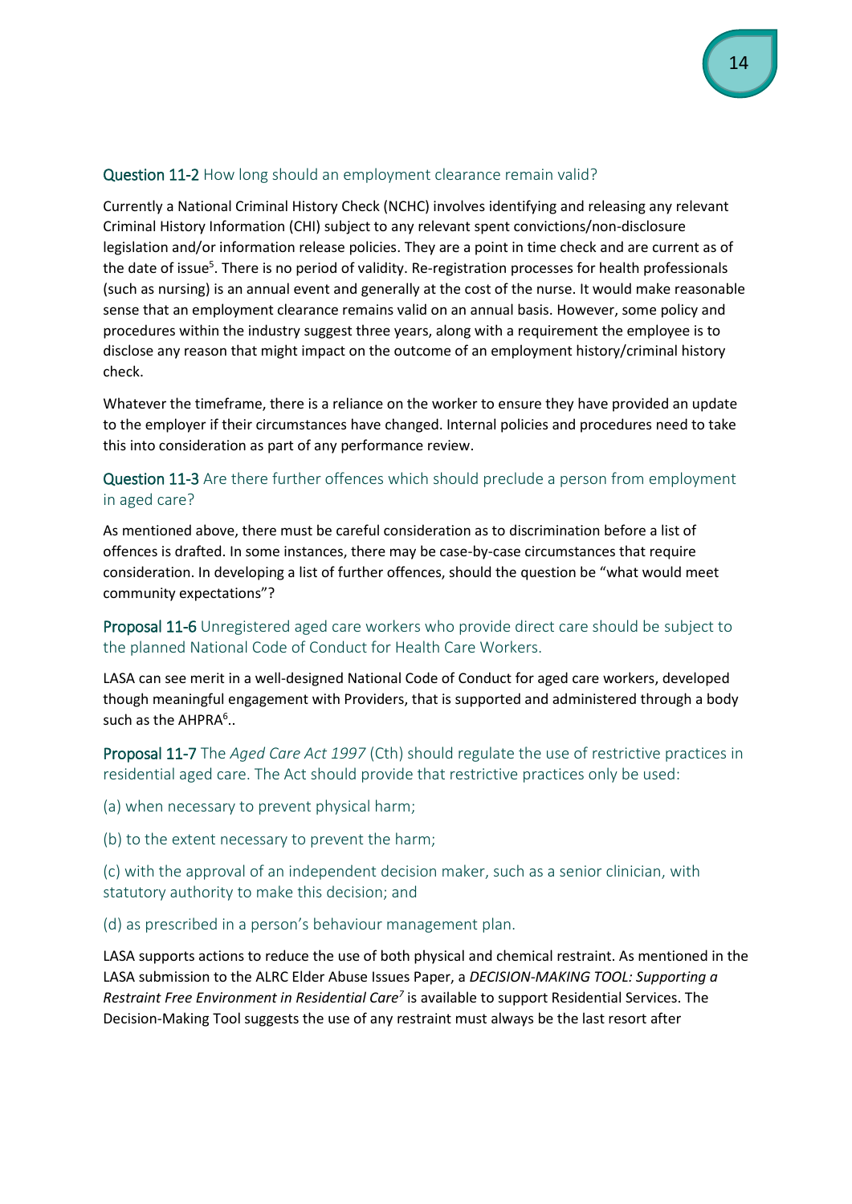### Question 11-2 How long should an employment clearance remain valid?

Currently a National Criminal History Check (NCHC) involves identifying and releasing any relevant Criminal History Information (CHI) subject to any relevant spent convictions/non-disclosure legislation and/or information release policies. They are a point in time check and are current as of the date of issue[5]. There is no period of validity. Re-registration processes for health professionals (such as nursing) is an annual event and generally at the cost of the nurse. It would make reasonable sense that an employment clearance remains valid on an annual basis. However, some policy and procedures within the industry suggest three years, along with a requirement the employee is to disclose any reason that might impact on the outcome of an employment history/criminal history check.

Whatever the timeframe, there is a reliance on the worker to ensure they have provided an update to the employer if their circumstances have changed. Internal policies and procedures need to take this into consideration as part of any performance review.

### Question 11-3 Are there further offences which should preclude a person from employment in aged care?

As mentioned above, there must be careful consideration as to discrimination before a list of offences is drafted. In some instances, there may be case-by-case circumstances that require consideration. In developing a list of further offences, should the question be "what would meet community expectations"?

### Proposal 11-6 Unregistered aged care workers who provide direct care should be subject to the planned National Code of Conduct for Health Care Workers.

LASA can see merit in a well-designed National Code of Conduct for aged care workers, developed though meaningful engagement with Providers, that is supported and administered through a body such as the AHPRA[6]..

### Proposal 11-7 The *Aged Care Act 1997* (Cth) should regulate the use of restrictive practices in residential aged care. The Act should provide that restrictive practices only be used:

(a) when necessary to prevent physical harm;

(b) to the extent necessary to prevent the harm;

(c) with the approval of an independent decision maker, such as a senior clinician, with statutory authority to make this decision; and

(d) as prescribed in a person's behaviour management plan.

LASA supports actions to reduce the use of both physical and chemical restraint. As mentioned in the LASA submission to the ALRC Elder Abuse Issues Paper, a *DECISION-MAKING TOOL: Supporting a Restraint Free Environment in Residential Care*[7] is available to support Residential Services. The Decision-Making Tool suggests the use of any restraint must always be the last resort after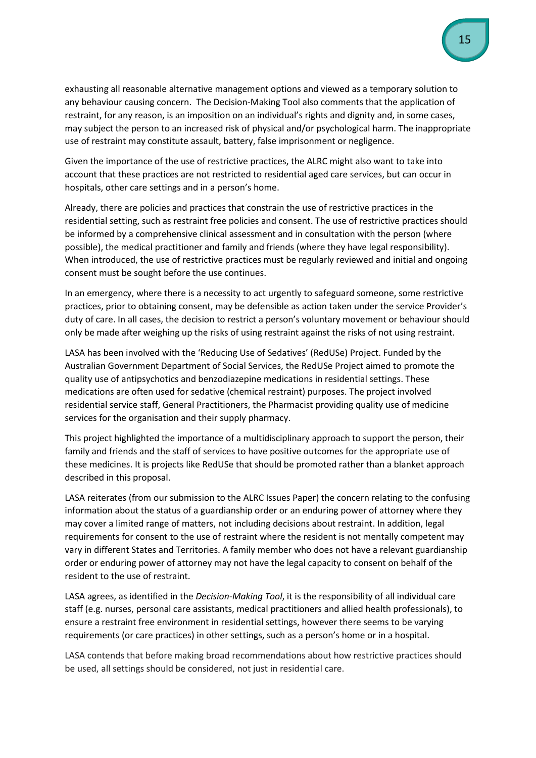exhausting all reasonable alternative management options and viewed as a temporary solution to any behaviour causing concern.  The Decision-Making Tool also comments that the application of restraint, for any reason, is an imposition on an individual's rights and dignity and, in some cases, may subject the person to an increased risk of physical and/or psychological harm. The inappropriate use of restraint may constitute assault, battery, false imprisonment or negligence.

Given the importance of the use of restrictive practices, the ALRC might also want to take into account that these practices are not restricted to residential aged care services, but can occur in hospitals, other care settings and in a person's home.

Already, there are policies and practices that constrain the use of restrictive practices in the residential setting, such as restraint free policies and consent. The use of restrictive practices should be informed by a comprehensive clinical assessment and in consultation with the person (where possible), the medical practitioner and family and friends (where they have legal responsibility). When introduced, the use of restrictive practices must be regularly reviewed and initial and ongoing consent must be sought before the use continues.

In an emergency, where there is a necessity to act urgently to safeguard someone, some restrictive practices, prior to obtaining consent, may be defensible as action taken under the service Provider's duty of care. In all cases, the decision to restrict a person's voluntary movement or behaviour should only be made after weighing up the risks of using restraint against the risks of not using restraint.

LASA has been involved with the 'Reducing Use of Sedatives' (RedUSe) Project. Funded by the Australian Government Department of Social Services, the RedUSe Project aimed to promote the quality use of antipsychotics and benzodiazepine medications in residential settings. These medications are often used for sedative (chemical restraint) purposes. The project involved residential service staff, General Practitioners, the Pharmacist providing quality use of medicine services for the organisation and their supply pharmacy.

This project highlighted the importance of a multidisciplinary approach to support the person, their family and friends and the staff of services to have positive outcomes for the appropriate use of these medicines. It is projects like RedUSe that should be promoted rather than a blanket approach described in this proposal.

LASA reiterates (from our submission to the ALRC Issues Paper) the concern relating to the confusing information about the status of a guardianship order or an enduring power of attorney where they may cover a limited range of matters, not including decisions about restraint. In addition, legal requirements for consent to the use of restraint where the resident is not mentally competent may vary in different States and Territories. A family member who does not have a relevant guardianship order or enduring power of attorney may not have the legal capacity to consent on behalf of the resident to the use of restraint.

LASA agrees, as identified in the *Decision-Making Tool*, it is the responsibility of all individual care staff (e.g. nurses, personal care assistants, medical practitioners and allied health professionals), to ensure a restraint free environment in residential settings, however there seems to be varying requirements (or care practices) in other settings, such as a person's home or in a hospital.

LASA contends that before making broad recommendations about how restrictive practices should be used, all settings should be considered, not just in residential care.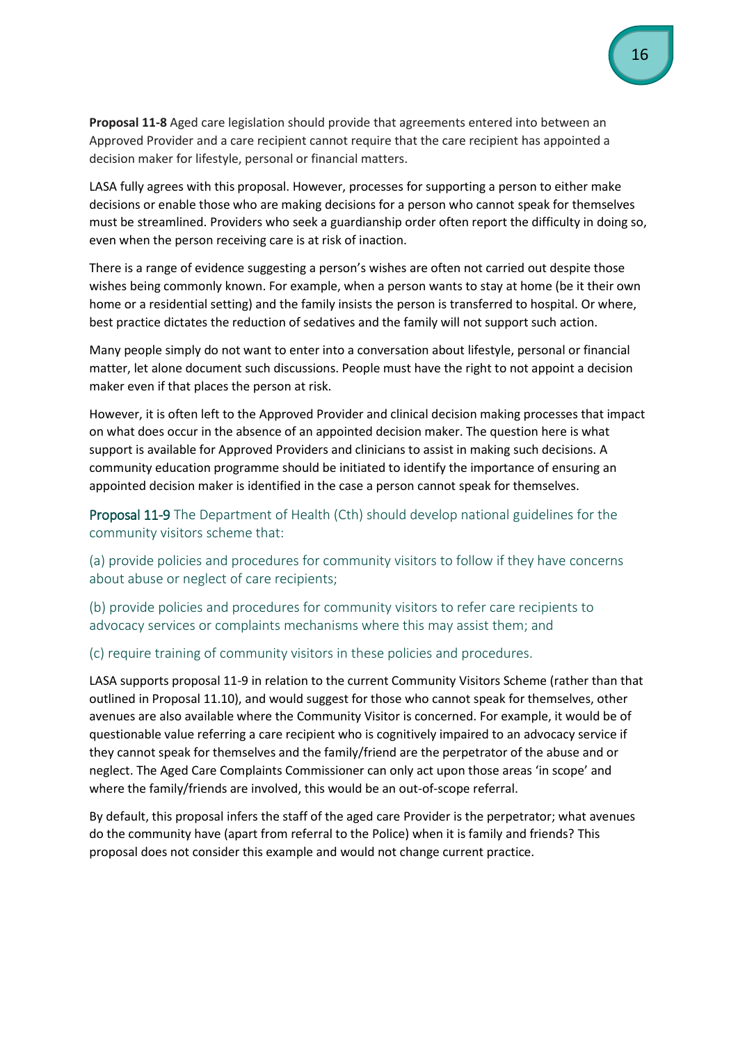**Proposal 11-8** Aged care legislation should provide that agreements entered into between an Approved Provider and a care recipient cannot require that the care recipient has appointed a decision maker for lifestyle, personal or financial matters.

LASA fully agrees with this proposal. However, processes for supporting a person to either make decisions or enable those who are making decisions for a person who cannot speak for themselves must be streamlined. Providers who seek a guardianship order often report the difficulty in doing so, even when the person receiving care is at risk of inaction.

There is a range of evidence suggesting a person's wishes are often not carried out despite those wishes being commonly known. For example, when a person wants to stay at home (be it their own home or a residential setting) and the family insists the person is transferred to hospital. Or where, best practice dictates the reduction of sedatives and the family will not support such action.

Many people simply do not want to enter into a conversation about lifestyle, personal or financial matter, let alone document such discussions. People must have the right to not appoint a decision maker even if that places the person at risk.

However, it is often left to the Approved Provider and clinical decision making processes that impact on what does occur in the absence of an appointed decision maker. The question here is what support is available for Approved Providers and clinicians to assist in making such decisions. A community education programme should be initiated to identify the importance of ensuring an appointed decision maker is identified in the case a person cannot speak for themselves.

Proposal 11-9 The Department of Health (Cth) should develop national guidelines for the community visitors scheme that:

(a) provide policies and procedures for community visitors to follow if they have concerns about abuse or neglect of care recipients;

(b) provide policies and procedures for community visitors to refer care recipients to advocacy services or complaints mechanisms where this may assist them; and

(c) require training of community visitors in these policies and procedures.

LASA supports proposal 11-9 in relation to the current Community Visitors Scheme (rather than that outlined in Proposal 11.10), and would suggest for those who cannot speak for themselves, other avenues are also available where the Community Visitor is concerned. For example, it would be of questionable value referring a care recipient who is cognitively impaired to an advocacy service if they cannot speak for themselves and the family/friend are the perpetrator of the abuse and or neglect. The Aged Care Complaints Commissioner can only act upon those areas 'in scope' and where the family/friends are involved, this would be an out-of-scope referral.

By default, this proposal infers the staff of the aged care Provider is the perpetrator; what avenues do the community have (apart from referral to the Police) when it is family and friends? This proposal does not consider this example and would not change current practice.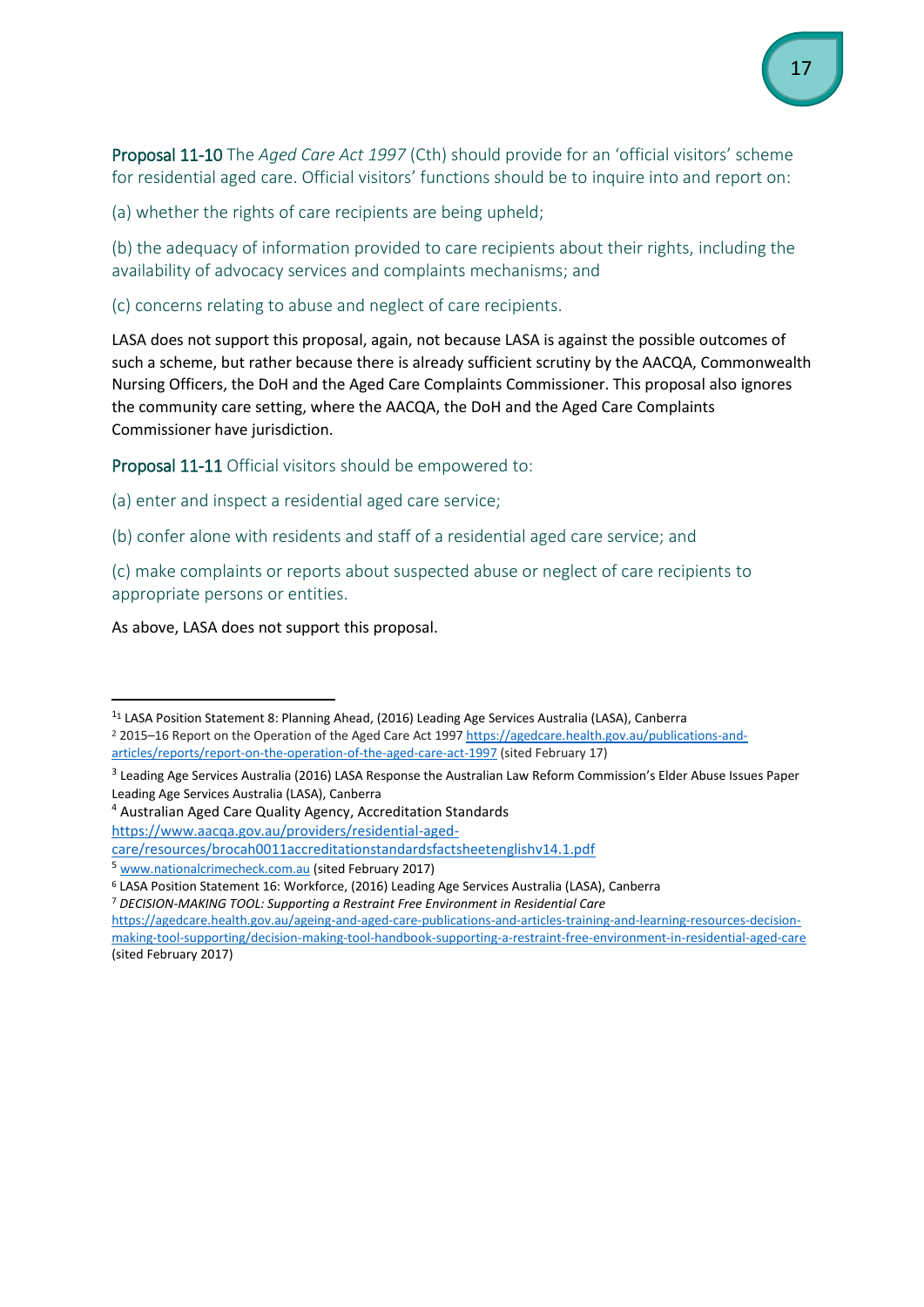**Proposal 11-10** The *Aged Care Act 1997* (Cth) should provide for an 'official visitors' scheme for residential aged care. Official visitors' functions should be to inquire into and report on:

(a) whether the rights of care recipients are being upheld;

(b) the adequacy of information provided to care recipients about their rights, including the availability of advocacy services and complaints mechanisms; and

(c) concerns relating to abuse and neglect of care recipients.

LASA does not support this proposal, again, not because LASA is against the possible outcomes of such a scheme, but rather because there is already sufficient scrutiny by the AACQA, Commonwealth Nursing Officers, the DoH and the Aged Care Complaints Commissioner. This proposal also ignores the community care setting, where the AACQA, the DoH and the Aged Care Complaints Commissioner have jurisdiction.

**Proposal 11-11** Official visitors should be empowered to:

(a) enter and inspect a residential aged care service;

(b) confer alone with residents and staff of a residential aged care service; and

(c) make complaints or reports about suspected abuse or neglect of care recipients to appropriate persons or entities.

As above, LASA does not support this proposal.

---

[1] [1] LASA Position Statement 8: Planning Ahead, (2016) Leading Age Services Australia (LASA), Canberra

[2] 2015–16 Report on the Operation of the Aged Care Act 1997 https://agedcare.health.gov.au/publications-and-articles/reports/report-on-the-operation-of-the-aged-care-act-1997 (sited February 17)

[3] Leading Age Services Australia (2016) LASA Response the Australian Law Reform Commission's Elder Abuse Issues Paper Leading Age Services Australia (LASA), Canberra

[4] Australian Aged Care Quality Agency, Accreditation Standards https://www.aacqa.gov.au/providers/residential-aged-care/resources/brocah0011accreditationstandardsfactsheetenglishv14.1.pdf

[5] www.nationalcrimecheck.com.au (sited February 2017)

[6] LASA Position Statement 16: Workforce, (2016) Leading Age Services Australia (LASA), Canberra

[7] *DECISION-MAKING TOOL: Supporting a Restraint Free Environment in Residential Care* https://agedcare.health.gov.au/ageing-and-aged-care-publications-and-articles-training-and-learning-resources-decision-making-tool-supporting/decision-making-tool-handbook-supporting-a-restraint-free-environment-in-residential-aged-care (sited February 2017)